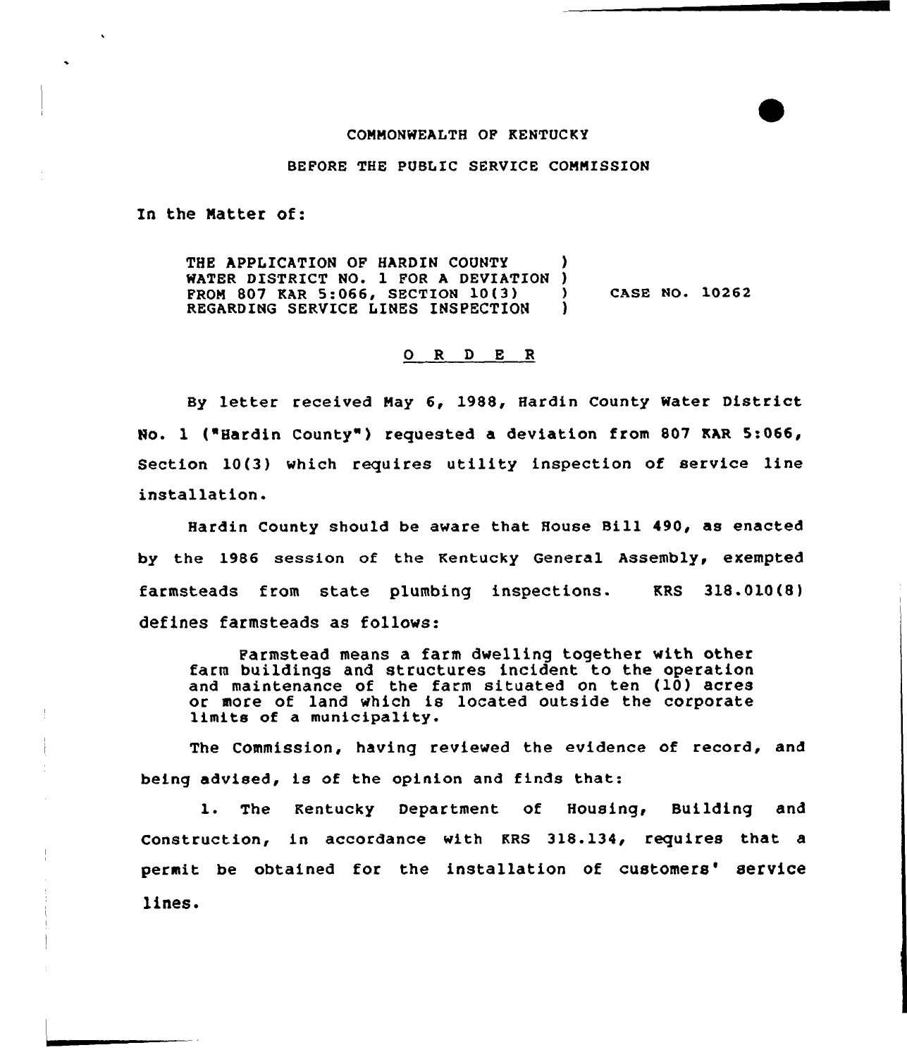COMMONWEALTH OF KENTUCKY

BEFORE THE PUBLIC SERVICE COMMISSION

In the Matter of:

THE APPLICATION OF HARDIN COUNTY WATER DISTRICT NO. 1 FOR A DEVIATION FROM 807 KAR 5:066, SECTION 10(3) REGARDING SERVICE LINES INSPECTION ) CASE NO. 10262

## O R D E R

By letter received May 6, 1988, Hardin County Water District No. 1 ("Hardin County") requested a deviation from 807 KAR 5:066, Section 10(3) which requires utility inspection of service line installation.

Hardin County should be aware that House Bill 490, as enacted by the 1986 session of the Kentucky General Assembly, exempted farmsteads from state plumbing inspections. KRS 318.010(8) defines farmsteads as follows:

> Farmstead means a farm dwelling together with other farm buildings and structures incident to the operation and maintenance of the farm situated on ten (10) acres or more of land which is located outside the corporate limits of a municipality.

The Commission, having reviewed the evidence of record, and being advised, is of the opinion and finds that:

1. The Kentucky Department of Housing, Building and Construction, in accordance with KRS 318.134, requires that a permit be obtained for the installation of customers' service lines.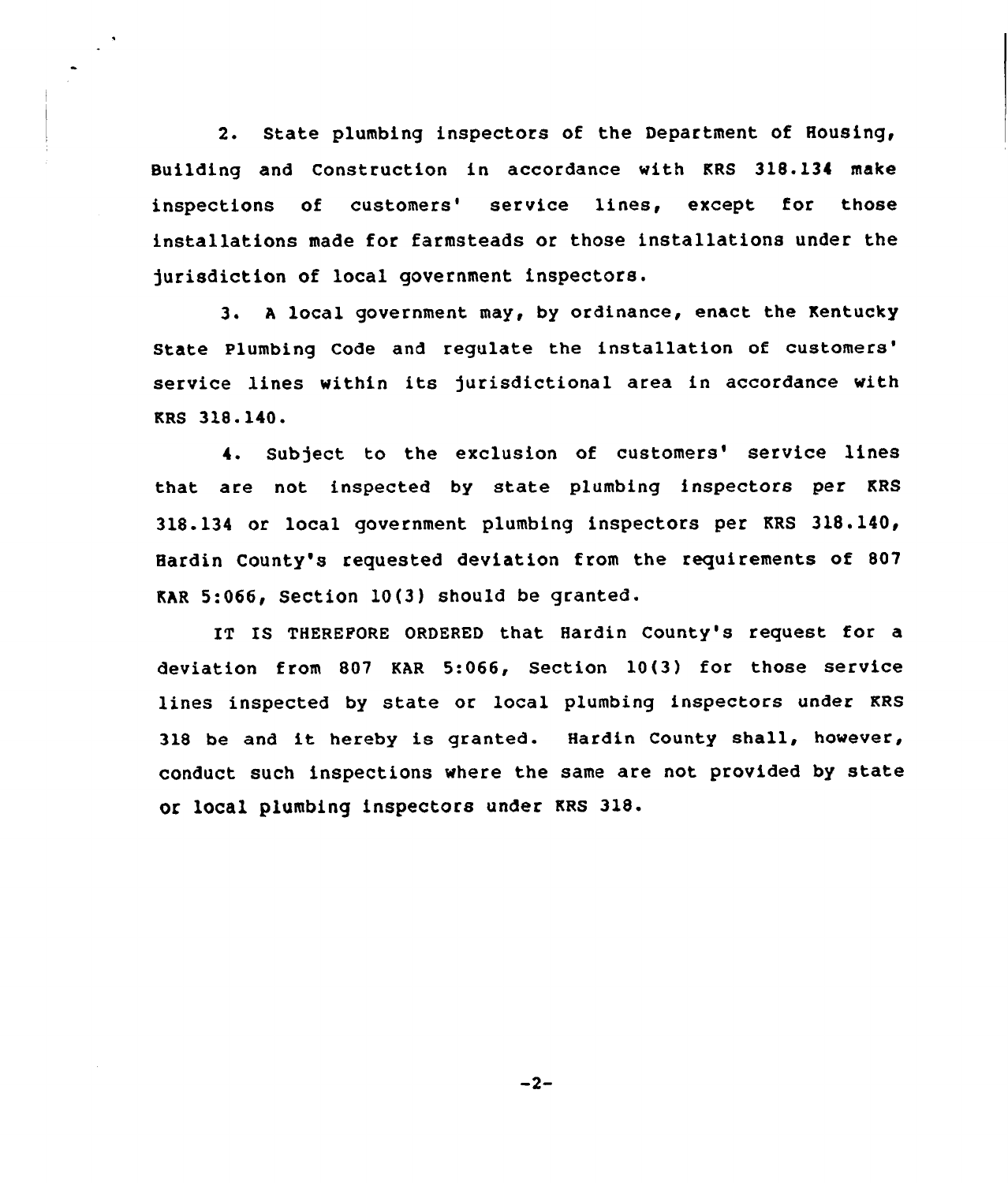2. State plumbing inspectors of the Department of Housing, Building and Construction in accordance with KRS 318.134 make inspections of customers' service lines, except for those installations made for farmsteads or those installations under the jurisdiction of local government inspectors.

3. A local government may, by ordinance, enact the Kentucky State Plumbing Code and regulate the installation of customers' service lines within its jurisdictional area in accordance with KRS 318.140.

4. Subject to the exclusion of customers' service lines that are not inspected by state plumbing inspectors per KRS 318.134 or local government plumbing inspectors per KRS 318.140, Hardin County's requested deviation from the requirements of 807 KAR 5:066, Section 10(3) should be granted.

IT IS THEREFORE ORDERED that Hardin County's request for a deviation from 807 KAR 5:066, Section 10(3) for those service lines inspected by state or local plumbing inspectors under KRS 318 be and it hereby is granted. Hardin County shall, however, conduct such inspections where the same are not provided by state or local plumbing inspectors under KRS 318.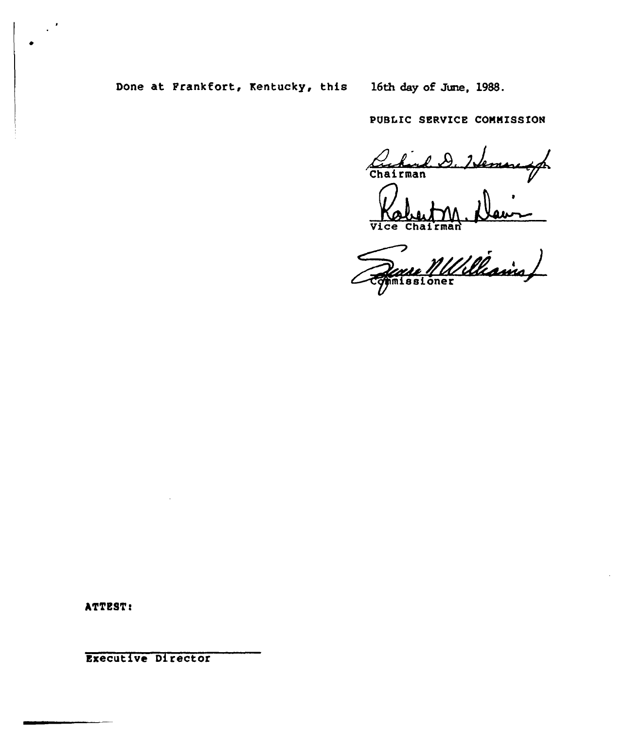Done at Frankfort, Kentucky, this 16th day of June, 1988.

PUBLIC SERVICE COMMISSION

Chairman

Vice Chairman

Commissioner

ATTEST:

Executive Director